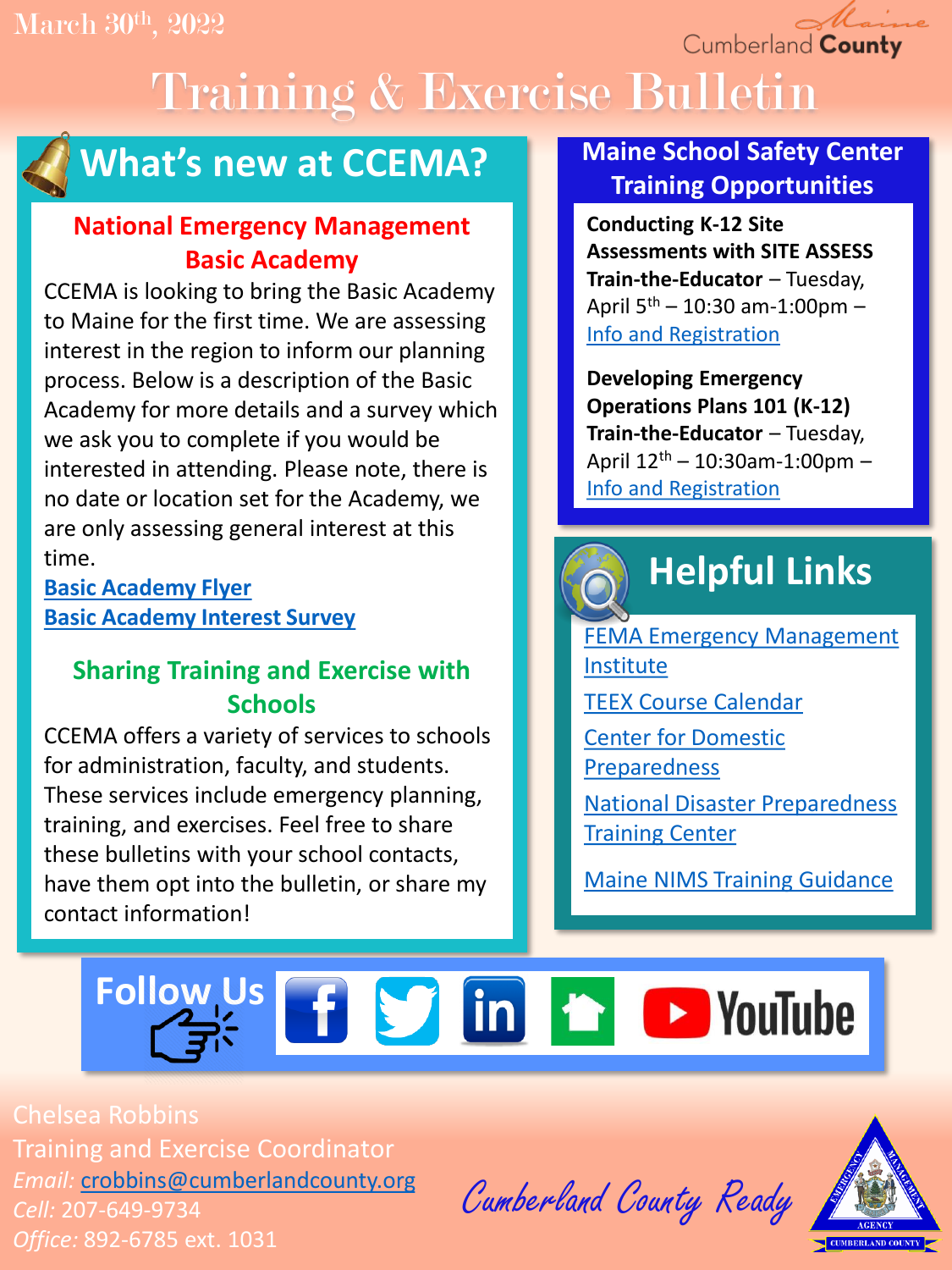March 30th, 2022

Cumberland County

# Training & Exercise Bulletin

## What's new at CCEMA?

### National Emergency Management Basic Academy

CCEMA is looking to bring the Basic Academy to Maine for the first time. We are assessing interest in the region to inform our planning process. Below is a description of the Basic Academy for more details and a survey which we ask you to complete if you would be interested in attending. Please note, there is no date or location set for the Academy, we are only assessing general interest at this time.

**Basic Academy Flyer**

**Basic Academy Interest Survey**

### Sharing Training and Exercise with Schools

CCEMA offers a variety of services to schools for administration, faculty, and students. These services include emergency planning, training, and exercises. Feel free to share these bulletins with your school contacts, have them opt into the bulletin, or share my contact information!

## Maine School Safety Center Training Opportunities

**Conducting K-12 Site Assessments with SITE ASSESS Train-the-Educator** – Tuesday, April 5th – 10:30 am-1:00pm – Info and Registration

**Developing Emergency Operations Plans 101 (K-12) Train-the-Educator** – Tuesday, April 12th – 10:30am-1:00pm – Info and Registration

## Helpful Links

- FEMA Emergency Management Institute
- TEEX Course Calendar
- Center for Domestic Preparedness
- National Disaster Preparedness Training Center
- Maine NIMS Training Guidance

## Follow Us

Facebook · Twitter · LinkedIn · Nextdoor · YouTube

Chelsea Robbins
Training and Exercise Coordinator
*Email:* crobbins@cumberlandcounty.org
*Cell:* 207-649-9734
*Office:* 892-6785 ext. 1031

Cumberland County Ready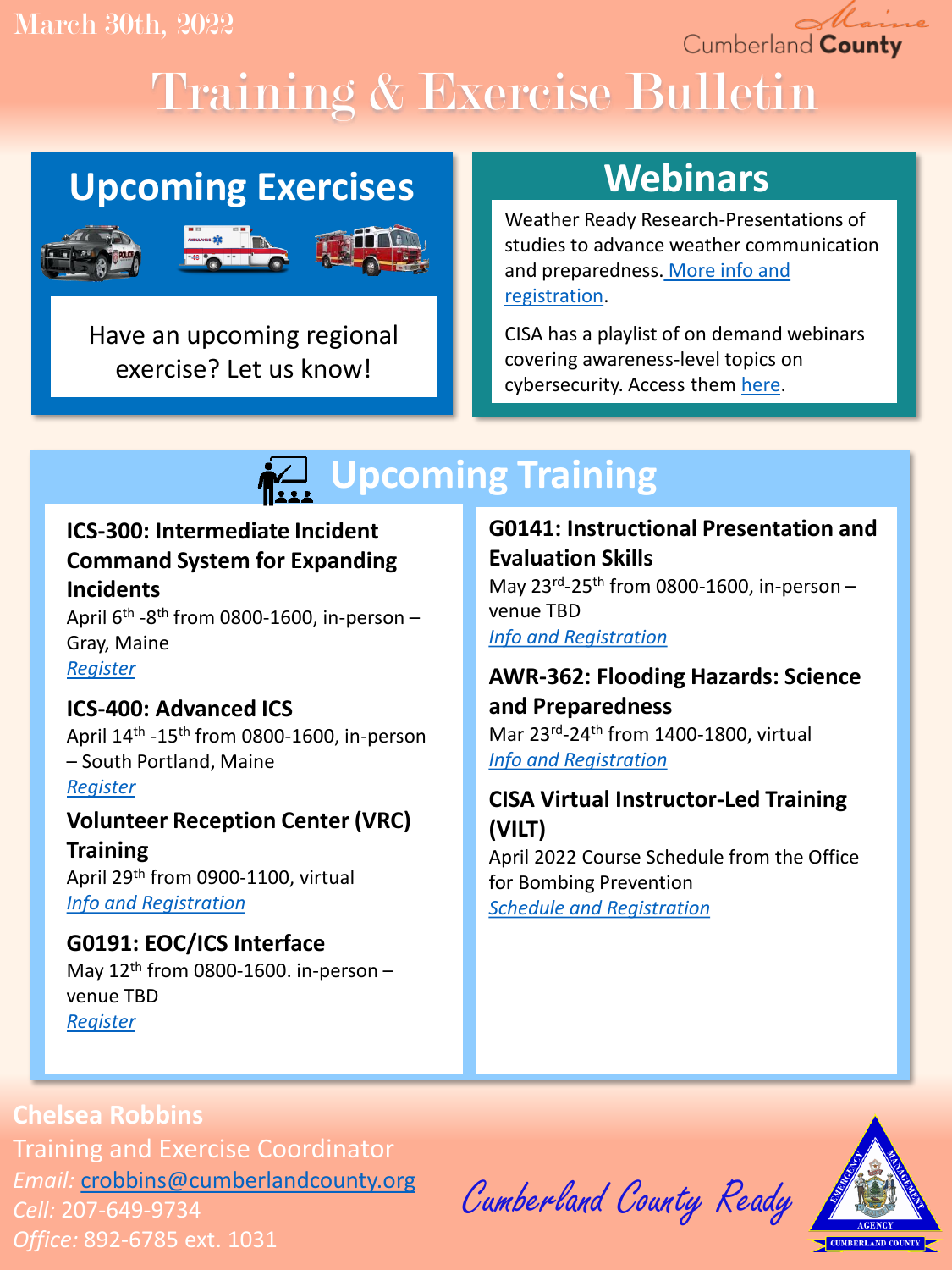March 30th, 2022

Cumberland County

# Training & Exercise Bulletin

## Upcoming Exercises

Have an upcoming regional exercise? Let us know!

## Webinars

Weather Ready Research-Presentations of studies to advance weather communication and preparedness. More info and registration.

CISA has a playlist of on demand webinars covering awareness-level topics on cybersecurity. Access them here.

## Upcoming Training

**ICS-300: Intermediate Incident Command System for Expanding Incidents**
April 6th -8th from 0800-1600, in-person – Gray, Maine
*Register*

**ICS-400: Advanced ICS**
April 14th -15th from 0800-1600, in-person – South Portland, Maine
*Register*

**Volunteer Reception Center (VRC) Training**
April 29th from 0900-1100, virtual
*Info and Registration*

**G0191: EOC/ICS Interface**
May 12th from 0800-1600. in-person – venue TBD
*Register*

**G0141: Instructional Presentation and Evaluation Skills**
May 23rd-25th from 0800-1600, in-person – venue TBD
*Info and Registration*

**AWR-362: Flooding Hazards: Science and Preparedness**
Mar 23rd-24th from 1400-1800, virtual
*Info and Registration*

**CISA Virtual Instructor-Led Training (VILT)**
April 2022 Course Schedule from the Office for Bombing Prevention
*Schedule and Registration*

**Chelsea Robbins**
Training and Exercise Coordinator
*Email:* crobbins@cumberlandcounty.org
*Cell:* 207-649-9734
*Office:* 892-6785 ext. 1031

Cumberland County Ready